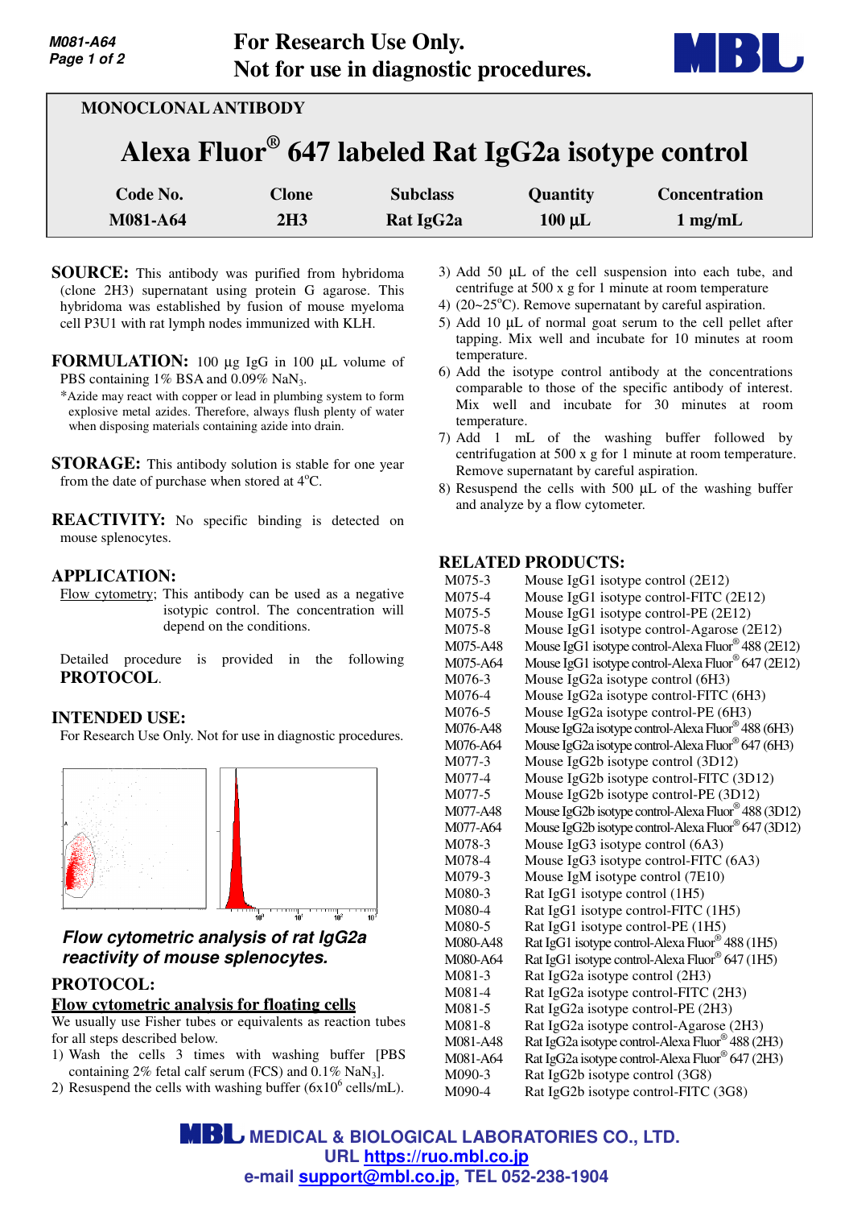For Research Use Only.
Not for use in diagnostic procedures.

MONOCLONAL ANTIBODY

# Alexa Fluor® 647 labeled Rat IgG2a isotype control

| Code No. | Clone | Subclass | Quantity | Concentration |
|---|---|---|---|---|
| M081-A64 | 2H3 | Rat IgG2a | 100 µL | 1 mg/mL |

**SOURCE:** This antibody was purified from hybridoma (clone 2H3) supernatant using protein G agarose. This hybridoma was established by fusion of mouse myeloma cell P3U1 with rat lymph nodes immunized with KLH.

**FORMULATION:** 100 µg IgG in 100 µL volume of PBS containing 1% BSA and 0.09% $NaN_3$.

*Azide may react with copper or lead in plumbing system to form explosive metal azides. Therefore, always flush plenty of water when disposing materials containing azide into drain.

**STORAGE:** This antibody solution is stable for one year from the date of purchase when stored at 4°C.

**REACTIVITY:** No specific binding is detected on mouse splenocytes.

**APPLICATION:**

Flow cytometry; This antibody can be used as a negative isotypic control. The concentration will depend on the conditions.

Detailed procedure is provided in the following **PROTOCOL**.

**INTENDED USE:**

For Research Use Only. Not for use in diagnostic procedures.

*Flow cytometric analysis of rat IgG2a reactivity of mouse splenocytes.*

**PROTOCOL:**

**Flow cytometric analysis for floating cells**

We usually use Fisher tubes or equivalents as reaction tubes for all steps described below.

1) Wash the cells 3 times with washing buffer [PBS containing 2% fetal calf serum (FCS) and 0.1% $NaN_3$].
2) Resuspend the cells with washing buffer ($6 \times 10^6$ cells/mL).
3) Add 50 µL of the cell suspension into each tube, and centrifuge at 500 x g for 1 minute at room temperature
4) (20~25°C). Remove supernatant by careful aspiration.
5) Add 10 µL of normal goat serum to the cell pellet after tapping. Mix well and incubate for 10 minutes at room temperature.
6) Add the isotype control antibody at the concentrations comparable to those of the specific antibody of interest. Mix well and incubate for 30 minutes at room temperature.
7) Add 1 mL of the washing buffer followed by centrifugation at 500 x g for 1 minute at room temperature. Remove supernatant by careful aspiration.
8) Resuspend the cells with 500 µL of the washing buffer and analyze by a flow cytometer.

**RELATED PRODUCTS:**

| | |
|---|---|
| M075-3 | Mouse IgG1 isotype control (2E12) |
| M075-4 | Mouse IgG1 isotype control-FITC (2E12) |
| M075-5 | Mouse IgG1 isotype control-PE (2E12) |
| M075-8 | Mouse IgG1 isotype control-Agarose (2E12) |
| M075-A48 | Mouse IgG1 isotype control-Alexa Fluor® 488 (2E12) |
| M075-A64 | Mouse IgG1 isotype control-Alexa Fluor® 647 (2E12) |
| M076-3 | Mouse IgG2a isotype control (6H3) |
| M076-4 | Mouse IgG2a isotype control-FITC (6H3) |
| M076-5 | Mouse IgG2a isotype control-PE (6H3) |
| M076-A48 | Mouse IgG2a isotype control-Alexa Fluor® 488 (6H3) |
| M076-A64 | Mouse IgG2a isotype control-Alexa Fluor® 647 (6H3) |
| M077-3 | Mouse IgG2b isotype control (3D12) |
| M077-4 | Mouse IgG2b isotype control-FITC (3D12) |
| M077-5 | Mouse IgG2b isotype control-PE (3D12) |
| M077-A48 | Mouse IgG2b isotype control-Alexa Fluor® 488 (3D12) |
| M077-A64 | Mouse IgG2b isotype control-Alexa Fluor® 647 (3D12) |
| M078-3 | Mouse IgG3 isotype control (6A3) |
| M078-4 | Mouse IgG3 isotype control-FITC (6A3) |
| M079-3 | Mouse IgM isotype control (7E10) |
| M080-3 | Rat IgG1 isotype control (1H5) |
| M080-4 | Rat IgG1 isotype control-FITC (1H5) |
| M080-5 | Rat IgG1 isotype control-PE (1H5) |
| M080-A48 | Rat IgG1 isotype control-Alexa Fluor® 488 (1H5) |
| M080-A64 | Rat IgG1 isotype control-Alexa Fluor® 647 (1H5) |
| M081-3 | Rat IgG2a isotype control (2H3) |
| M081-4 | Rat IgG2a isotype control-FITC (2H3) |
| M081-5 | Rat IgG2a isotype control-PE (2H3) |
| M081-8 | Rat IgG2a isotype control-Agarose (2H3) |
| M081-A48 | Rat IgG2a isotype control-Alexa Fluor® 488 (2H3) |
| M081-A64 | Rat IgG2a isotype control-Alexa Fluor® 647 (2H3) |
| M090-3 | Rat IgG2b isotype control (3G8) |
| M090-4 | Rat IgG2b isotype control-FITC (3G8) |

**MEDICAL & BIOLOGICAL LABORATORIES CO., LTD.**
URL https://ruo.mbl.co.jp
e-mail support@mbl.co.jp, TEL 052-238-1904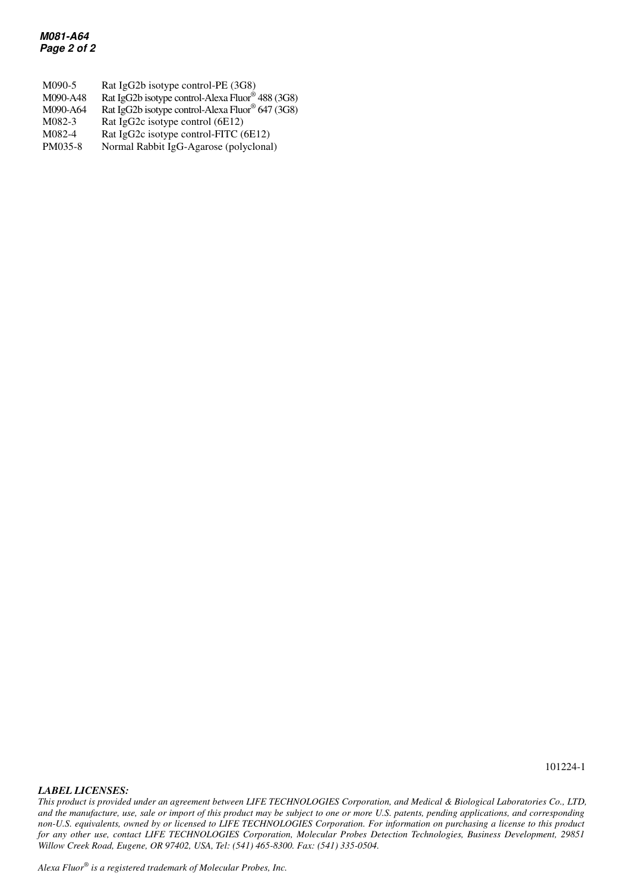| | |
|---|---|
| M090-5 | Rat IgG2b isotype control-PE (3G8) |
| M090-A48 | Rat IgG2b isotype control-Alexa Fluor® 488 (3G8) |
| M090-A64 | Rat IgG2b isotype control-Alexa Fluor® 647 (3G8) |
| M082-3 | Rat IgG2c isotype control (6E12) |
| M082-4 | Rat IgG2c isotype control-FITC (6E12) |
| PM035-8 | Normal Rabbit IgG-Agarose (polyclonal) |

101224-1

***LABEL LICENSES:***

*This product is provided under an agreement between LIFE TECHNOLOGIES Corporation, and Medical & Biological Laboratories Co., LTD, and the manufacture, use, sale or import of this product may be subject to one or more U.S. patents, pending applications, and corresponding non-U.S. equivalents, owned by or licensed to LIFE TECHNOLOGIES Corporation. For information on purchasing a license to this product for any other use, contact LIFE TECHNOLOGIES Corporation, Molecular Probes Detection Technologies, Business Development, 29851 Willow Creek Road, Eugene, OR 97402, USA, Tel: (541) 465-8300. Fax: (541) 335-0504.*

*Alexa Fluor® is a registered trademark of Molecular Probes, Inc.*